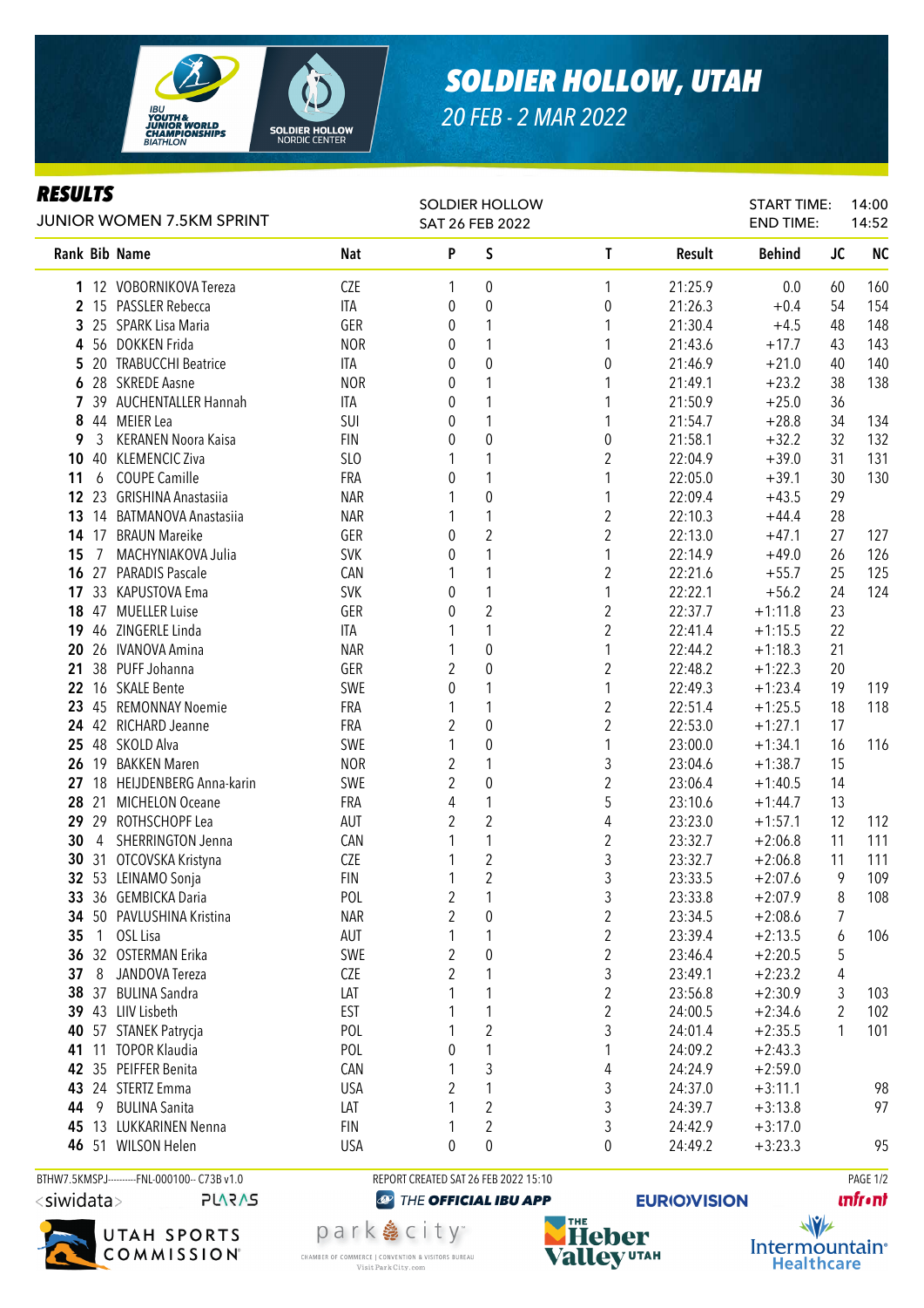# SOLDIER HOLLOW, UTAH

*20 FEB - 2 MAR 2022*

## RESULTS

JUNIOR WOMEN 7.5KM SPRINT

SOLDIER HOLLOW
SAT 26 FEB 2022

START TIME: 14:00
END TIME: 14:52

| Rank | Bib | Name | Nat | P | S | T | Result | Behind | JC | NC |
|---|---|---|---|---|---|---|---|---|---|---|
| 1 | 12 | VOBORNIKOVA Tereza | CZE | 1 | 0 | 1 | 21:25.9 | 0.0 | 60 | 160 |
| 2 | 15 | PASSLER Rebecca | ITA | 0 | 0 | 0 | 21:26.3 | +0.4 | 54 | 154 |
| 3 | 25 | SPARK Lisa Maria | GER | 0 | 1 | 1 | 21:30.4 | +4.5 | 48 | 148 |
| 4 | 56 | DOKKEN Frida | NOR | 0 | 1 | 1 | 21:43.6 | +17.7 | 43 | 143 |
| 5 | 20 | TRABUCCHI Beatrice | ITA | 0 | 0 | 0 | 21:46.9 | +21.0 | 40 | 140 |
| 6 | 28 | SKREDE Aasne | NOR | 0 | 1 | 1 | 21:49.1 | +23.2 | 38 | 138 |
| 7 | 39 | AUCHENTALLER Hannah | ITA | 0 | 1 | 1 | 21:50.9 | +25.0 | 36 | |
| 8 | 44 | MEIER Lea | SUI | 0 | 1 | 1 | 21:54.7 | +28.8 | 34 | 134 |
| 9 | 3 | KERANEN Noora Kaisa | FIN | 0 | 0 | 0 | 21:58.1 | +32.2 | 32 | 132 |
| 10 | 40 | KLEMENCIC Ziva | SLO | 1 | 1 | 2 | 22:04.9 | +39.0 | 31 | 131 |
| 11 | 6 | COUPE Camille | FRA | 0 | 1 | 1 | 22:05.0 | +39.1 | 30 | 130 |
| 12 | 23 | GRISHINA Anastasiia | NAR | 1 | 0 | 1 | 22:09.4 | +43.5 | 29 | |
| 13 | 14 | BATMANOVA Anastasiia | NAR | 1 | 1 | 2 | 22:10.3 | +44.4 | 28 | |
| 14 | 17 | BRAUN Mareike | GER | 0 | 2 | 2 | 22:13.0 | +47.1 | 27 | 127 |
| 15 | 7 | MACHYNIAKOVA Julia | SVK | 0 | 1 | 1 | 22:14.9 | +49.0 | 26 | 126 |
| 16 | 27 | PARADIS Pascale | CAN | 1 | 1 | 2 | 22:21.6 | +55.7 | 25 | 125 |
| 17 | 33 | KAPUSTOVA Ema | SVK | 0 | 1 | 1 | 22:22.1 | +56.2 | 24 | 124 |
| 18 | 47 | MUELLER Luise | GER | 0 | 2 | 2 | 22:37.7 | +1:11.8 | 23 | |
| 19 | 46 | ZINGERLE Linda | ITA | 1 | 1 | 2 | 22:41.4 | +1:15.5 | 22 | |
| 20 | 26 | IVANOVA Amina | NAR | 1 | 0 | 1 | 22:44.2 | +1:18.3 | 21 | |
| 21 | 38 | PUFF Johanna | GER | 2 | 0 | 2 | 22:48.2 | +1:22.3 | 20 | |
| 22 | 16 | SKALE Bente | SWE | 0 | 1 | 1 | 22:49.3 | +1:23.4 | 19 | 119 |
| 23 | 45 | REMONNAY Noemie | FRA | 1 | 1 | 2 | 22:51.4 | +1:25.5 | 18 | 118 |
| 24 | 42 | RICHARD Jeanne | FRA | 2 | 0 | 2 | 22:53.0 | +1:27.1 | 17 | |
| 25 | 48 | SKOLD Alva | SWE | 1 | 0 | 1 | 23:00.0 | +1:34.1 | 16 | 116 |
| 26 | 19 | BAKKEN Maren | NOR | 2 | 1 | 3 | 23:04.6 | +1:38.7 | 15 | |
| 27 | 18 | HEIJDENBERG Anna-karin | SWE | 2 | 0 | 2 | 23:06.4 | +1:40.5 | 14 | |
| 28 | 21 | MICHELON Oceane | FRA | 4 | 1 | 5 | 23:10.6 | +1:44.7 | 13 | |
| 29 | 29 | ROTHSCHOPF Lea | AUT | 2 | 2 | 4 | 23:23.0 | +1:57.1 | 12 | 112 |
| 30 | 4 | SHERRINGTON Jenna | CAN | 1 | 1 | 2 | 23:32.7 | +2:06.8 | 11 | 111 |
| 30 | 31 | OTCOVSKA Kristyna | CZE | 1 | 2 | 3 | 23:32.7 | +2:06.8 | 11 | 111 |
| 32 | 53 | LEINAMO Sonja | FIN | 1 | 2 | 3 | 23:33.5 | +2:07.6 | 9 | 109 |
| 33 | 36 | GEMBICKA Daria | POL | 2 | 1 | 3 | 23:33.8 | +2:07.9 | 8 | 108 |
| 34 | 50 | PAVLUSHINA Kristina | NAR | 2 | 0 | 2 | 23:34.5 | +2:08.6 | 7 | |
| 35 | 1 | OSL Lisa | AUT | 1 | 1 | 2 | 23:39.4 | +2:13.5 | 6 | 106 |
| 36 | 32 | OSTERMAN Erika | SWE | 2 | 0 | 2 | 23:46.4 | +2:20.5 | 5 | |
| 37 | 8 | JANDOVA Tereza | CZE | 2 | 1 | 3 | 23:49.1 | +2:23.2 | 4 | |
| 38 | 37 | BULINA Sandra | LAT | 1 | 1 | 2 | 23:56.8 | +2:30.9 | 3 | 103 |
| 39 | 43 | LIIV Lisbeth | EST | 1 | 1 | 2 | 24:00.5 | +2:34.6 | 2 | 102 |
| 40 | 57 | STANEK Patrycja | POL | 1 | 2 | 3 | 24:01.4 | +2:35.5 | 1 | 101 |
| 41 | 11 | TOPOR Klaudia | POL | 0 | 1 | 1 | 24:09.2 | +2:43.3 | | |
| 42 | 35 | PEIFFER Benita | CAN | 1 | 3 | 4 | 24:24.9 | +2:59.0 | | |
| 43 | 24 | STERTZ Emma | USA | 2 | 1 | 3 | 24:37.0 | +3:11.1 | | 98 |
| 44 | 9 | BULINA Sanita | LAT | 1 | 2 | 3 | 24:39.7 | +3:13.8 | | 97 |
| 45 | 13 | LUKKARINEN Nenna | FIN | 1 | 2 | 3 | 24:42.9 | +3:17.0 | | |
| 46 | 51 | WILSON Helen | USA | 0 | 0 | 0 | 24:49.2 | +3:23.3 | | 95 |

BTHW7.5KMSPJ----------FNL-000100-- C73B v1.0    REPORT CREATED SAT 26 FEB 2022 15:10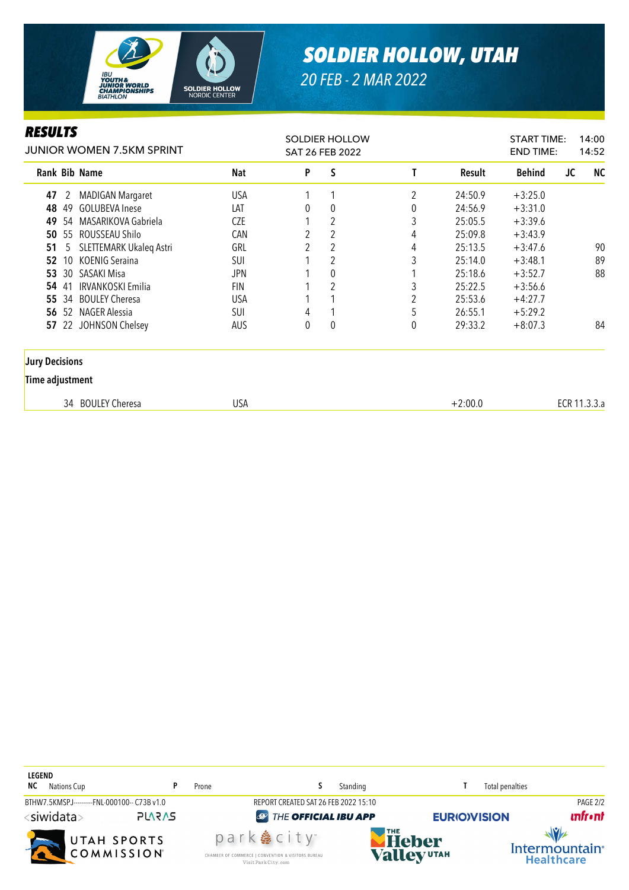# SOLDIER HOLLOW, UTAH

*20 FEB - 2 MAR 2022*

## RESULTS

JUNIOR WOMEN 7.5KM SPRINT

SOLDIER HOLLOW
SAT 26 FEB 2022

START TIME: 14:00
END TIME: 14:52

| Rank | Bib | Name | Nat | P | S | T | Result | Behind | JC | NC |
|---|---|---|---|---|---|---|---|---|---|---|
| **47** | 2 | MADIGAN Margaret | USA | 1 | 1 | 2 | 24:50.9 | +3:25.0 | | |
| **48** | 49 | GOLUBEVA Inese | LAT | 0 | 0 | 0 | 24:56.9 | +3:31.0 | | |
| **49** | 54 | MASARIKOVA Gabriela | CZE | 1 | 2 | 3 | 25:05.5 | +3:39.6 | | |
| **50** | 55 | ROUSSEAU Shilo | CAN | 2 | 2 | 4 | 25:09.8 | +3:43.9 | | |
| **51** | 5 | SLETTEMARK Ukaleq Astri | GRL | 2 | 2 | 4 | 25:13.5 | +3:47.6 | | 90 |
| **52** | 10 | KOENIG Seraina | SUI | 1 | 2 | 3 | 25:14.0 | +3:48.1 | | 89 |
| **53** | 30 | SASAKI Misa | JPN | 1 | 0 | 1 | 25:18.6 | +3:52.7 | | 88 |
| **54** | 41 | IRVANKOSKI Emilia | FIN | 1 | 2 | 3 | 25:22.5 | +3:56.6 | | |
| **55** | 34 | BOULEY Cheresa | USA | 1 | 1 | 2 | 25:53.6 | +4:27.7 | | |
| **56** | 52 | NAGER Alessia | SUI | 4 | 1 | 5 | 26:55.1 | +5:29.2 | | |
| **57** | 22 | JOHNSON Chelsey | AUS | 0 | 0 | 0 | 29:33.2 | +8:07.3 | | 84 |

### Jury Decisions

**Time adjustment**

| | | | | |
|---|---|---|---|---|
| 34 | BOULEY Cheresa | USA | +2:00.0 | ECR 11.3.3.a |

**LEGEND**

**NC** Nations Cup | **P** Prone | **S** Standing | **T** Total penalties

BTHW7.5KMSPJ----------FNL-000100-- C73B v1.0

REPORT CREATED SAT 26 FEB 2022 15:10